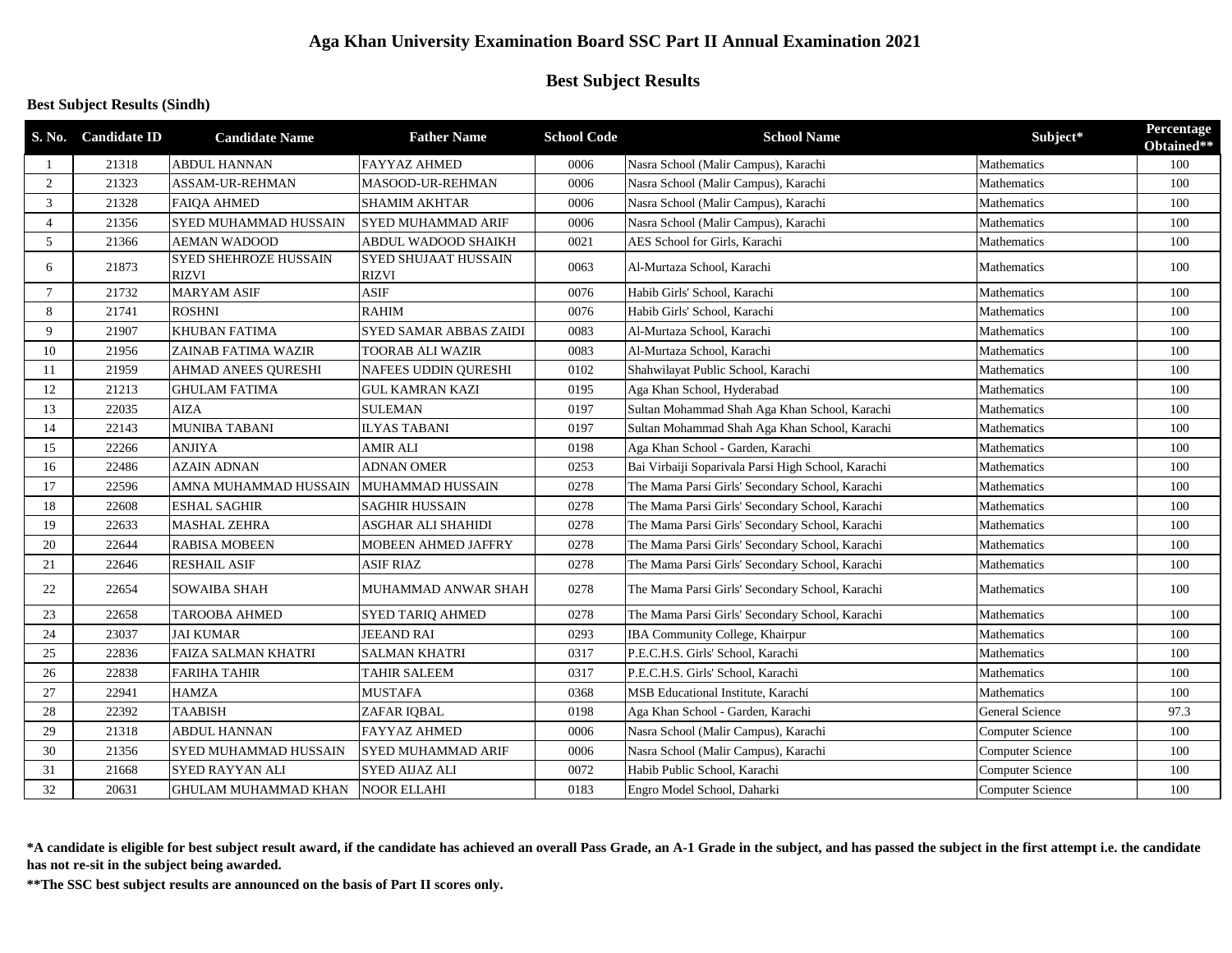# Aga Khan University Examination Board SSC Part II Annual Examination 2021

## Best Subject Results

### Best Subject Results (Sindh)

| S. No. | Candidate ID | Candidate Name | Father Name | School Code | School Name | Subject* | Percentage Obtained** |
|---|---|---|---|---|---|---|---|
| 1 | 21318 | ABDUL HANNAN | FAYYAZ AHMED | 0006 | Nasra School (Malir Campus), Karachi | Mathematics | 100 |
| 2 | 21323 | ASSAM-UR-REHMAN | MASOOD-UR-REHMAN | 0006 | Nasra School (Malir Campus), Karachi | Mathematics | 100 |
| 3 | 21328 | FAIQA AHMED | SHAMIM AKHTAR | 0006 | Nasra School (Malir Campus), Karachi | Mathematics | 100 |
| 4 | 21356 | SYED MUHAMMAD HUSSAIN | SYED MUHAMMAD ARIF | 0006 | Nasra School (Malir Campus), Karachi | Mathematics | 100 |
| 5 | 21366 | AEMAN WADOOD | ABDUL WADOOD SHAIKH | 0021 | AES School for Girls, Karachi | Mathematics | 100 |
| 6 | 21873 | SYED SHEHROZE HUSSAIN RIZVI | SYED SHUJAAT HUSSAIN RIZVI | 0063 | Al-Murtaza School, Karachi | Mathematics | 100 |
| 7 | 21732 | MARYAM ASIF | ASIF | 0076 | Habib Girls' School, Karachi | Mathematics | 100 |
| 8 | 21741 | ROSHNI | RAHIM | 0076 | Habib Girls' School, Karachi | Mathematics | 100 |
| 9 | 21907 | KHUBAN FATIMA | SYED SAMAR ABBAS ZAIDI | 0083 | Al-Murtaza School, Karachi | Mathematics | 100 |
| 10 | 21956 | ZAINAB FATIMA WAZIR | TOORAB ALI WAZIR | 0083 | Al-Murtaza School, Karachi | Mathematics | 100 |
| 11 | 21959 | AHMAD ANEES QURESHI | NAFEES UDDIN QURESHI | 0102 | Shahwilayat Public School, Karachi | Mathematics | 100 |
| 12 | 21213 | GHULAM FATIMA | GUL KAMRAN KAZI | 0195 | Aga Khan School, Hyderabad | Mathematics | 100 |
| 13 | 22035 | AIZA | SULEMAN | 0197 | Sultan Mohammad Shah Aga Khan School, Karachi | Mathematics | 100 |
| 14 | 22143 | MUNIBA TABANI | ILYAS TABANI | 0197 | Sultan Mohammad Shah Aga Khan School, Karachi | Mathematics | 100 |
| 15 | 22266 | ANJIYA | AMIR ALI | 0198 | Aga Khan School - Garden, Karachi | Mathematics | 100 |
| 16 | 22486 | AZAIN ADNAN | ADNAN OMER | 0253 | Bai Virbaiji Soparivala Parsi High School, Karachi | Mathematics | 100 |
| 17 | 22596 | AMNA MUHAMMAD HUSSAIN | MUHAMMAD HUSSAIN | 0278 | The Mama Parsi Girls' Secondary School, Karachi | Mathematics | 100 |
| 18 | 22608 | ESHAL SAGHIR | SAGHIR HUSSAIN | 0278 | The Mama Parsi Girls' Secondary School, Karachi | Mathematics | 100 |
| 19 | 22633 | MASHAL ZEHRA | ASGHAR ALI SHAHIDI | 0278 | The Mama Parsi Girls' Secondary School, Karachi | Mathematics | 100 |
| 20 | 22644 | RABISA MOBEEN | MOBEEN AHMED JAFFRY | 0278 | The Mama Parsi Girls' Secondary School, Karachi | Mathematics | 100 |
| 21 | 22646 | RESHAIL ASIF | ASIF RIAZ | 0278 | The Mama Parsi Girls' Secondary School, Karachi | Mathematics | 100 |
| 22 | 22654 | SOWAIBA SHAH | MUHAMMAD ANWAR SHAH | 0278 | The Mama Parsi Girls' Secondary School, Karachi | Mathematics | 100 |
| 23 | 22658 | TAROOBA AHMED | SYED TARIQ AHMED | 0278 | The Mama Parsi Girls' Secondary School, Karachi | Mathematics | 100 |
| 24 | 23037 | JAI KUMAR | JEEAND RAI | 0293 | IBA Community College, Khairpur | Mathematics | 100 |
| 25 | 22836 | FAIZA SALMAN KHATRI | SALMAN KHATRI | 0317 | P.E.C.H.S. Girls' School, Karachi | Mathematics | 100 |
| 26 | 22838 | FARIHA TAHIR | TAHIR SALEEM | 0317 | P.E.C.H.S. Girls' School, Karachi | Mathematics | 100 |
| 27 | 22941 | HAMZA | MUSTAFA | 0368 | MSB Educational Institute, Karachi | Mathematics | 100 |
| 28 | 22392 | TAABISH | ZAFAR IQBAL | 0198 | Aga Khan School - Garden, Karachi | General Science | 97.3 |
| 29 | 21318 | ABDUL HANNAN | FAYYAZ AHMED | 0006 | Nasra School (Malir Campus), Karachi | Computer Science | 100 |
| 30 | 21356 | SYED MUHAMMAD HUSSAIN | SYED MUHAMMAD ARIF | 0006 | Nasra School (Malir Campus), Karachi | Computer Science | 100 |
| 31 | 21668 | SYED RAYYAN ALI | SYED AIJAZ ALI | 0072 | Habib Public School, Karachi | Computer Science | 100 |
| 32 | 20631 | GHULAM MUHAMMAD KHAN | NOOR ELLAHI | 0183 | Engro Model School, Daharki | Computer Science | 100 |

**\*A candidate is eligible for best subject result award, if the candidate has achieved an overall Pass Grade, an A-1 Grade in the subject, and has passed the subject in the first attempt i.e. the candidate has not re-sit in the subject being awarded.**

**\*\*The SSC best subject results are announced on the basis of Part II scores only.**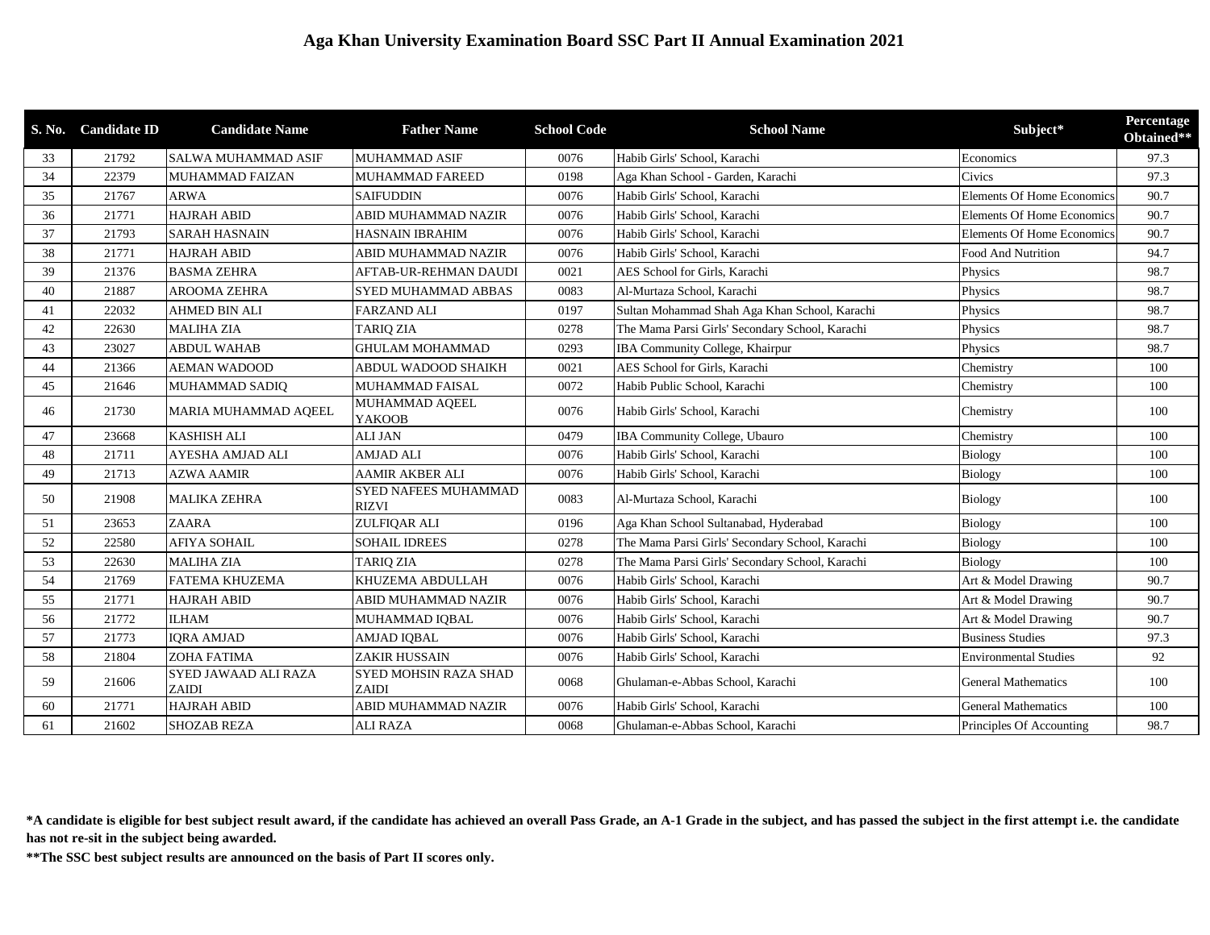# Aga Khan University Examination Board SSC Part II Annual Examination 2021

| S. No. | Candidate ID | Candidate Name | Father Name | School Code | School Name | Subject* | Percentage Obtained** |
|---|---|---|---|---|---|---|---|
| 33 | 21792 | SALWA MUHAMMAD ASIF | MUHAMMAD ASIF | 0076 | Habib Girls' School, Karachi | Economics | 97.3 |
| 34 | 22379 | MUHAMMAD FAIZAN | MUHAMMAD FAREED | 0198 | Aga Khan School - Garden, Karachi | Civics | 97.3 |
| 35 | 21767 | ARWA | SAIFUDDIN | 0076 | Habib Girls' School, Karachi | Elements Of Home Economics | 90.7 |
| 36 | 21771 | HAJRAH ABID | ABID MUHAMMAD NAZIR | 0076 | Habib Girls' School, Karachi | Elements Of Home Economics | 90.7 |
| 37 | 21793 | SARAH HASNAIN | HASNAIN IBRAHIM | 0076 | Habib Girls' School, Karachi | Elements Of Home Economics | 90.7 |
| 38 | 21771 | HAJRAH ABID | ABID MUHAMMAD NAZIR | 0076 | Habib Girls' School, Karachi | Food And Nutrition | 94.7 |
| 39 | 21376 | BASMA ZEHRA | AFTAB-UR-REHMAN DAUDI | 0021 | AES School for Girls, Karachi | Physics | 98.7 |
| 40 | 21887 | AROOMA ZEHRA | SYED MUHAMMAD ABBAS | 0083 | Al-Murtaza School, Karachi | Physics | 98.7 |
| 41 | 22032 | AHMED BIN ALI | FARZAND ALI | 0197 | Sultan Mohammad Shah Aga Khan School, Karachi | Physics | 98.7 |
| 42 | 22630 | MALIHA ZIA | TARIQ ZIA | 0278 | The Mama Parsi Girls' Secondary School, Karachi | Physics | 98.7 |
| 43 | 23027 | ABDUL WAHAB | GHULAM MOHAMMAD | 0293 | IBA Community College, Khairpur | Physics | 98.7 |
| 44 | 21366 | AEMAN WADOOD | ABDUL WADOOD SHAIKH | 0021 | AES School for Girls, Karachi | Chemistry | 100 |
| 45 | 21646 | MUHAMMAD SADIQ | MUHAMMAD FAISAL | 0072 | Habib Public School, Karachi | Chemistry | 100 |
| 46 | 21730 | MARIA MUHAMMAD AQEEL | MUHAMMAD AQEEL YAKOOB | 0076 | Habib Girls' School, Karachi | Chemistry | 100 |
| 47 | 23668 | KASHISH ALI | ALI JAN | 0479 | IBA Community College, Ubauro | Chemistry | 100 |
| 48 | 21711 | AYESHA AMJAD ALI | AMJAD ALI | 0076 | Habib Girls' School, Karachi | Biology | 100 |
| 49 | 21713 | AZWA AAMIR | AAMIR AKBER ALI | 0076 | Habib Girls' School, Karachi | Biology | 100 |
| 50 | 21908 | MALIKA ZEHRA | SYED NAFEES MUHAMMAD RIZVI | 0083 | Al-Murtaza School, Karachi | Biology | 100 |
| 51 | 23653 | ZAARA | ZULFIQAR ALI | 0196 | Aga Khan School Sultanabad, Hyderabad | Biology | 100 |
| 52 | 22580 | AFIYA SOHAIL | SOHAIL IDREES | 0278 | The Mama Parsi Girls' Secondary School, Karachi | Biology | 100 |
| 53 | 22630 | MALIHA ZIA | TARIQ ZIA | 0278 | The Mama Parsi Girls' Secondary School, Karachi | Biology | 100 |
| 54 | 21769 | FATEMA KHUZEMA | KHUZEMA ABDULLAH | 0076 | Habib Girls' School, Karachi | Art & Model Drawing | 90.7 |
| 55 | 21771 | HAJRAH ABID | ABID MUHAMMAD NAZIR | 0076 | Habib Girls' School, Karachi | Art & Model Drawing | 90.7 |
| 56 | 21772 | ILHAM | MUHAMMAD IQBAL | 0076 | Habib Girls' School, Karachi | Art & Model Drawing | 90.7 |
| 57 | 21773 | IQRA AMJAD | AMJAD IQBAL | 0076 | Habib Girls' School, Karachi | Business Studies | 97.3 |
| 58 | 21804 | ZOHA FATIMA | ZAKIR HUSSAIN | 0076 | Habib Girls' School, Karachi | Environmental Studies | 92 |
| 59 | 21606 | SYED JAWAAD ALI RAZA ZAIDI | SYED MOHSIN RAZA SHAD ZAIDI | 0068 | Ghulaman-e-Abbas School, Karachi | General Mathematics | 100 |
| 60 | 21771 | HAJRAH ABID | ABID MUHAMMAD NAZIR | 0076 | Habib Girls' School, Karachi | General Mathematics | 100 |
| 61 | 21602 | SHOZAB REZA | ALI RAZA | 0068 | Ghulaman-e-Abbas School, Karachi | Principles Of Accounting | 98.7 |

**\*A candidate is eligible for best subject result award, if the candidate has achieved an overall Pass Grade, an A-1 Grade in the subject, and has passed the subject in the first attempt i.e. the candidate has not re-sit in the subject being awarded.**

**\*\*The SSC best subject results are announced on the basis of Part II scores only.**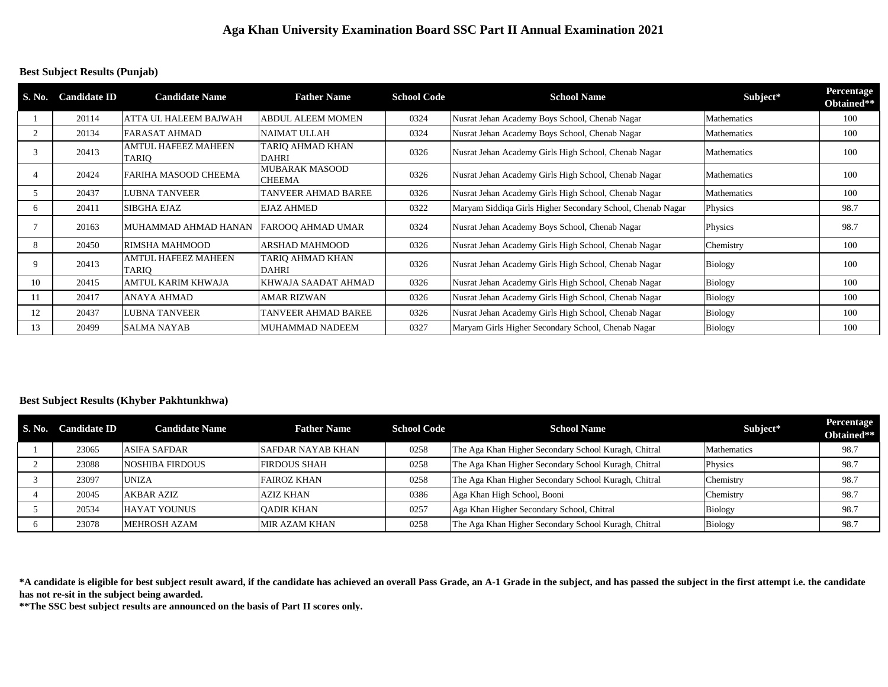# Aga Khan University Examination Board SSC Part II Annual Examination 2021

**Best Subject Results (Punjab)**

| S. No. | Candidate ID | Candidate Name | Father Name | School Code | School Name | Subject* | Percentage Obtained** |
|---|---|---|---|---|---|---|---|
| 1 | 20114 | ATTA UL HALEEM BAJWAH | ABDUL ALEEM MOMEN | 0324 | Nusrat Jehan Academy Boys School, Chenab Nagar | Mathematics | 100 |
| 2 | 20134 | FARASAT AHMAD | NAIMAT ULLAH | 0324 | Nusrat Jehan Academy Boys School, Chenab Nagar | Mathematics | 100 |
| 3 | 20413 | AMTUL HAFEEZ MAHEEN TARIQ | TARIQ AHMAD KHAN DAHRI | 0326 | Nusrat Jehan Academy Girls High School, Chenab Nagar | Mathematics | 100 |
| 4 | 20424 | FARIHA MASOOD CHEEMA | MUBARAK MASOOD CHEEMA | 0326 | Nusrat Jehan Academy Girls High School, Chenab Nagar | Mathematics | 100 |
| 5 | 20437 | LUBNA TANVEER | TANVEER AHMAD BAREE | 0326 | Nusrat Jehan Academy Girls High School, Chenab Nagar | Mathematics | 100 |
| 6 | 20411 | SIBGHA EJAZ | EJAZ AHMED | 0322 | Maryam Siddiqa Girls Higher Secondary School, Chenab Nagar | Physics | 98.7 |
| 7 | 20163 | MUHAMMAD AHMAD HANAN | FAROOQ AHMAD UMAR | 0324 | Nusrat Jehan Academy Boys School, Chenab Nagar | Physics | 98.7 |
| 8 | 20450 | RIMSHA MAHMOOD | ARSHAD MAHMOOD | 0326 | Nusrat Jehan Academy Girls High School, Chenab Nagar | Chemistry | 100 |
| 9 | 20413 | AMTUL HAFEEZ MAHEEN TARIQ | TARIQ AHMAD KHAN DAHRI | 0326 | Nusrat Jehan Academy Girls High School, Chenab Nagar | Biology | 100 |
| 10 | 20415 | AMTUL KARIM KHWAJA | KHWAJA SAADAT AHMAD | 0326 | Nusrat Jehan Academy Girls High School, Chenab Nagar | Biology | 100 |
| 11 | 20417 | ANAYA AHMAD | AMAR RIZWAN | 0326 | Nusrat Jehan Academy Girls High School, Chenab Nagar | Biology | 100 |
| 12 | 20437 | LUBNA TANVEER | TANVEER AHMAD BAREE | 0326 | Nusrat Jehan Academy Girls High School, Chenab Nagar | Biology | 100 |
| 13 | 20499 | SALMA NAYAB | MUHAMMAD NADEEM | 0327 | Maryam Girls Higher Secondary School, Chenab Nagar | Biology | 100 |

**Best Subject Results (Khyber Pakhtunkhwa)**

| S. No. | Candidate ID | Candidate Name | Father Name | School Code | School Name | Subject* | Percentage Obtained** |
|---|---|---|---|---|---|---|---|
| 1 | 23065 | ASIFA SAFDAR | SAFDAR NAYAB KHAN | 0258 | The Aga Khan Higher Secondary School Kuragh, Chitral | Mathematics | 98.7 |
| 2 | 23088 | NOSHIBA FIRDOUS | FIRDOUS SHAH | 0258 | The Aga Khan Higher Secondary School Kuragh, Chitral | Physics | 98.7 |
| 3 | 23097 | UNIZA | FAIROZ KHAN | 0258 | The Aga Khan Higher Secondary School Kuragh, Chitral | Chemistry | 98.7 |
| 4 | 20045 | AKBAR AZIZ | AZIZ KHAN | 0386 | Aga Khan High School, Booni | Chemistry | 98.7 |
| 5 | 20534 | HAYAT YOUNUS | QADIR KHAN | 0257 | Aga Khan Higher Secondary School, Chitral | Biology | 98.7 |
| 6 | 23078 | MEHROSH AZAM | MIR AZAM KHAN | 0258 | The Aga Khan Higher Secondary School Kuragh, Chitral | Biology | 98.7 |

**\*A candidate is eligible for best subject result award, if the candidate has achieved an overall Pass Grade, an A-1 Grade in the subject, and has passed the subject in the first attempt i.e. the candidate has not re-sit in the subject being awarded.**

**\*\*The SSC best subject results are announced on the basis of Part II scores only.**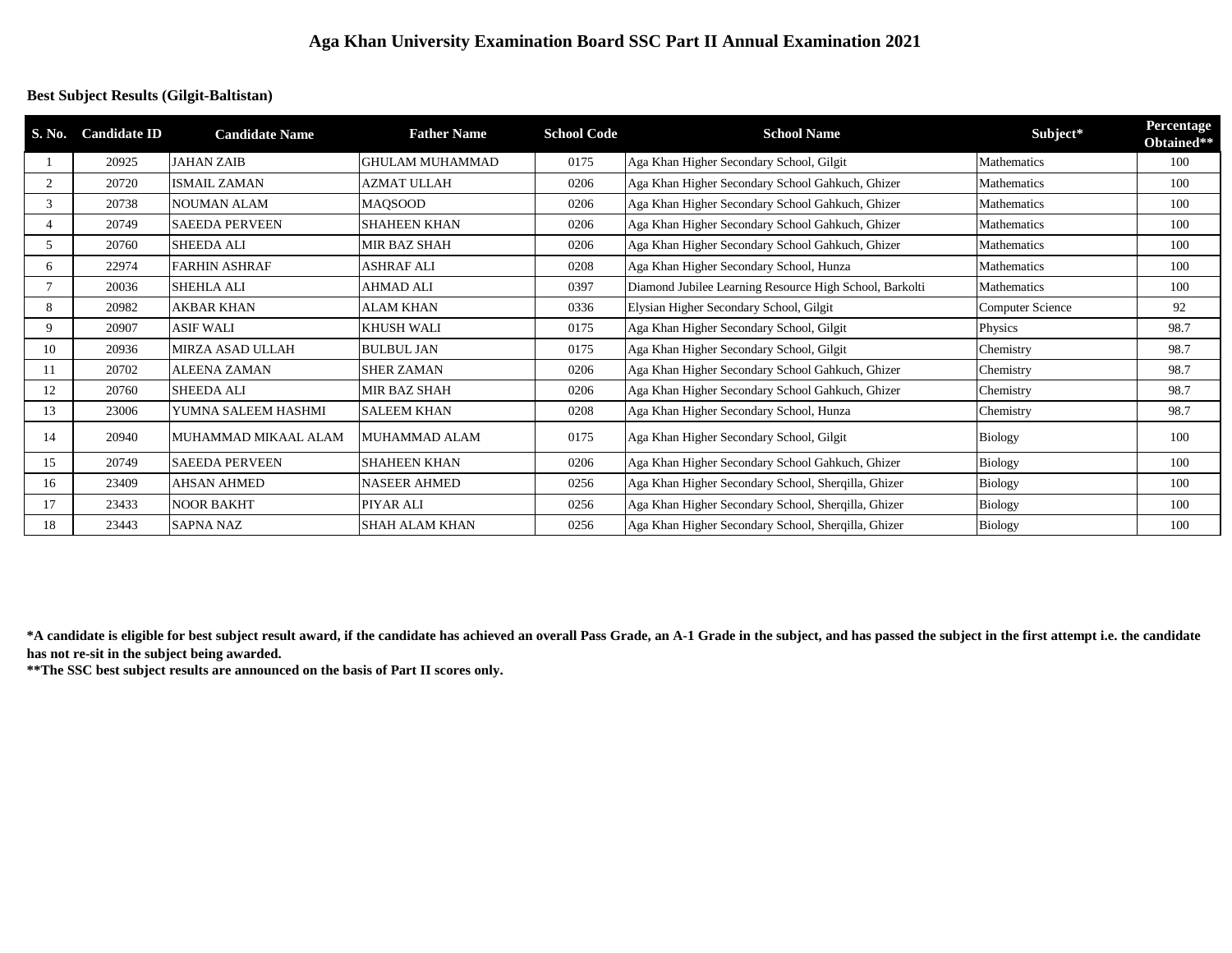## Aga Khan University Examination Board SSC Part II Annual Examination 2021

### Best Subject Results (Gilgit-Baltistan)

| S. No. | Candidate ID | Candidate Name | Father Name | School Code | School Name | Subject* | Percentage Obtained** |
|---|---|---|---|---|---|---|---|
| 1 | 20925 | JAHAN ZAIB | GHULAM MUHAMMAD | 0175 | Aga Khan Higher Secondary School, Gilgit | Mathematics | 100 |
| 2 | 20720 | ISMAIL ZAMAN | AZMAT ULLAH | 0206 | Aga Khan Higher Secondary School Gahkuch, Ghizer | Mathematics | 100 |
| 3 | 20738 | NOUMAN ALAM | MAQSOOD | 0206 | Aga Khan Higher Secondary School Gahkuch, Ghizer | Mathematics | 100 |
| 4 | 20749 | SAEEDA PERVEEN | SHAHEEN KHAN | 0206 | Aga Khan Higher Secondary School Gahkuch, Ghizer | Mathematics | 100 |
| 5 | 20760 | SHEEDA ALI | MIR BAZ SHAH | 0206 | Aga Khan Higher Secondary School Gahkuch, Ghizer | Mathematics | 100 |
| 6 | 22974 | FARHIN ASHRAF | ASHRAF ALI | 0208 | Aga Khan Higher Secondary School, Hunza | Mathematics | 100 |
| 7 | 20036 | SHEHLA ALI | AHMAD ALI | 0397 | Diamond Jubilee Learning Resource High School, Barkolti | Mathematics | 100 |
| 8 | 20982 | AKBAR KHAN | ALAM KHAN | 0336 | Elysian Higher Secondary School, Gilgit | Computer Science | 92 |
| 9 | 20907 | ASIF WALI | KHUSH WALI | 0175 | Aga Khan Higher Secondary School, Gilgit | Physics | 98.7 |
| 10 | 20936 | MIRZA ASAD ULLAH | BULBUL JAN | 0175 | Aga Khan Higher Secondary School, Gilgit | Chemistry | 98.7 |
| 11 | 20702 | ALEENA ZAMAN | SHER ZAMAN | 0206 | Aga Khan Higher Secondary School Gahkuch, Ghizer | Chemistry | 98.7 |
| 12 | 20760 | SHEEDA ALI | MIR BAZ SHAH | 0206 | Aga Khan Higher Secondary School Gahkuch, Ghizer | Chemistry | 98.7 |
| 13 | 23006 | YUMNA SALEEM HASHMI | SALEEM KHAN | 0208 | Aga Khan Higher Secondary School, Hunza | Chemistry | 98.7 |
| 14 | 20940 | MUHAMMAD MIKAAL ALAM | MUHAMMAD ALAM | 0175 | Aga Khan Higher Secondary School, Gilgit | Biology | 100 |
| 15 | 20749 | SAEEDA PERVEEN | SHAHEEN KHAN | 0206 | Aga Khan Higher Secondary School Gahkuch, Ghizer | Biology | 100 |
| 16 | 23409 | AHSAN AHMED | NASEER AHMED | 0256 | Aga Khan Higher Secondary School, Sherqilla, Ghizer | Biology | 100 |
| 17 | 23433 | NOOR BAKHT | PIYAR ALI | 0256 | Aga Khan Higher Secondary School, Sherqilla, Ghizer | Biology | 100 |
| 18 | 23443 | SAPNA NAZ | SHAH ALAM KHAN | 0256 | Aga Khan Higher Secondary School, Sherqilla, Ghizer | Biology | 100 |

**\*A candidate is eligible for best subject result award, if the candidate has achieved an overall Pass Grade, an A-1 Grade in the subject, and has passed the subject in the first attempt i.e. the candidate has not re-sit in the subject being awarded.**

**\*\*The SSC best subject results are announced on the basis of Part II scores only.**